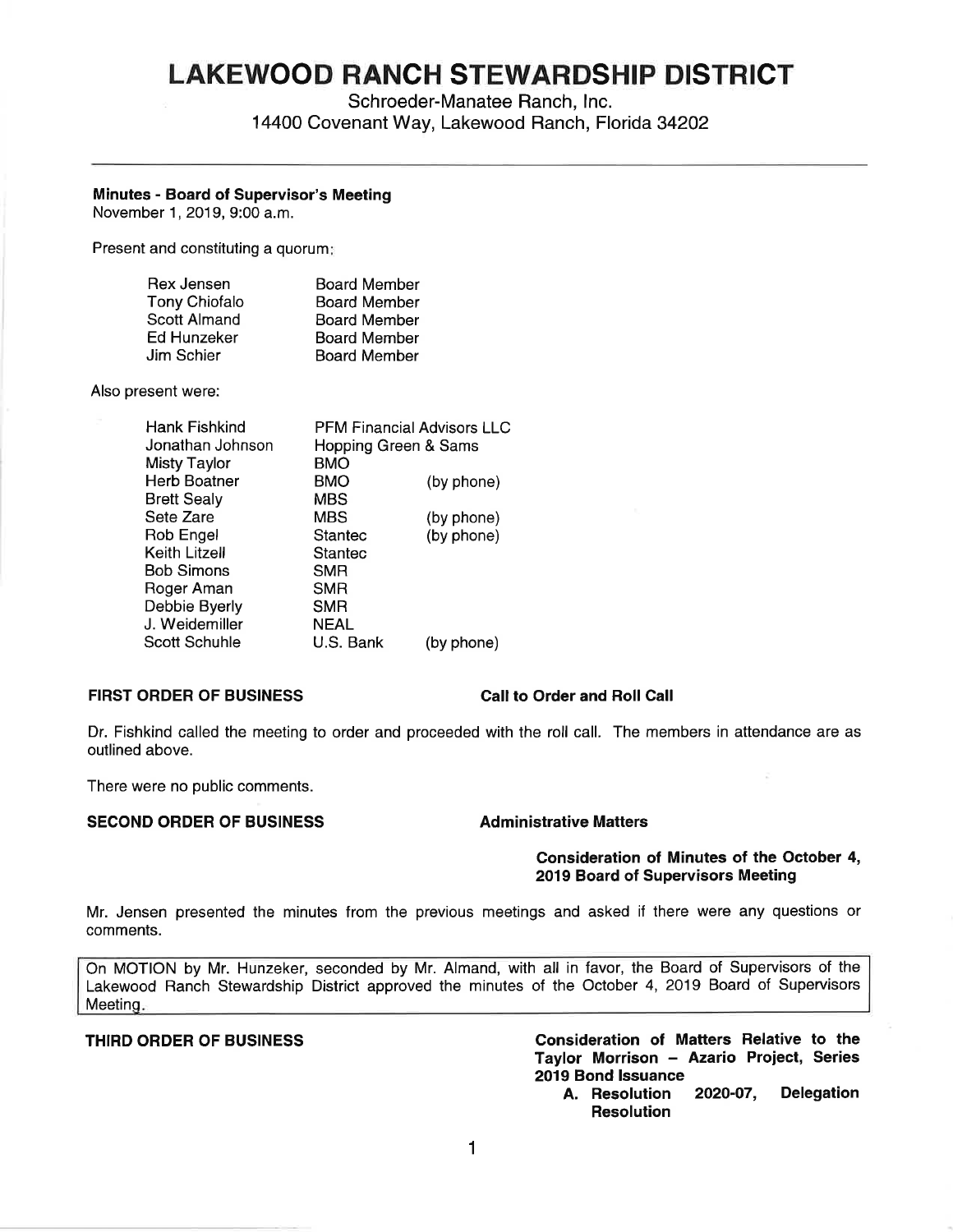# LAKEWOOD RANCH STEWARDSHIP DISTRICT

Schroeder-Manatee Ranch, Inc.
14400 Covenant Way, Lakewood Ranch, Florida 34202

---

**Minutes - Board of Supervisor's Meeting**
November 1, 2019, 9:00 a.m.

Present and constituting a quorum:

| | |
|---|---|
| Rex Jensen | Board Member |
| Tony Chiofalo | Board Member |
| Scott Almand | Board Member |
| Ed Hunzeker | Board Member |
| Jim Schier | Board Member |

Also present were:

| | | |
|---|---|---|
| Hank Fishkind | PFM Financial Advisors LLC | |
| Jonathan Johnson | Hopping Green & Sams | |
| Misty Taylor | BMO | |
| Herb Boatner | BMO | (by phone) |
| Brett Sealy | MBS | |
| Sete Zare | MBS | (by phone) |
| Rob Engel | Stantec | (by phone) |
| Keith Litzell | Stantec | |
| Bob Simons | SMR | |
| Roger Aman | SMR | |
| Debbie Byerly | SMR | |
| J. Weidemiller | NEAL | |
| Scott Schuhle | U.S. Bank | (by phone) |

**FIRST ORDER OF BUSINESS** — **Call to Order and Roll Call**

Dr. Fishkind called the meeting to order and proceeded with the roll call. The members in attendance are as outlined above.

There were no public comments.

**SECOND ORDER OF BUSINESS** — **Administrative Matters**

**Consideration of Minutes of the October 4, 2019 Board of Supervisors Meeting**

Mr. Jensen presented the minutes from the previous meetings and asked if there were any questions or comments.

> On MOTION by Mr. Hunzeker, seconded by Mr. Almand, with all in favor, the Board of Supervisors of the Lakewood Ranch Stewardship District approved the minutes of the October 4, 2019 Board of Supervisors Meeting.

**THIRD ORDER OF BUSINESS** — **Consideration of Matters Relative to the Taylor Morrison – Azario Project, Series 2019 Bond Issuance**

**A. Resolution 2020-07, Delegation Resolution**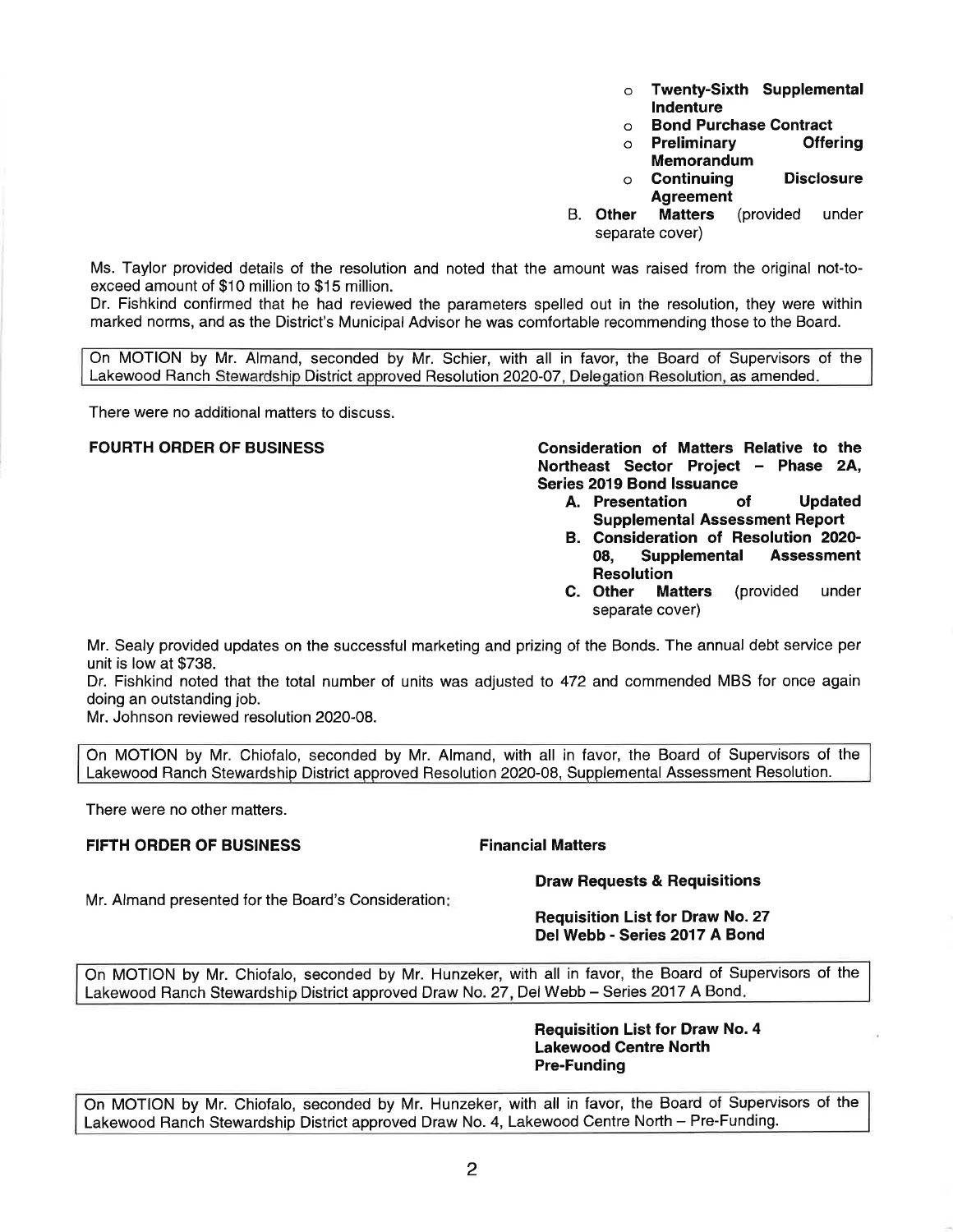- **Twenty-Sixth Supplemental Indenture**
- **Bond Purchase Contract**
- **Preliminary Offering Memorandum**
- **Continuing Disclosure Agreement**

B. **Other Matters** (provided under separate cover)

Ms. Taylor provided details of the resolution and noted that the amount was raised from the original not-to-exceed amount of $10 million to $15 million.

Dr. Fishkind confirmed that he had reviewed the parameters spelled out in the resolution, they were within marked norms, and as the District's Municipal Advisor he was comfortable recommending those to the Board.

> On MOTION by Mr. Almand, seconded by Mr. Schier, with all in favor, the Board of Supervisors of the Lakewood Ranch Stewardship District approved Resolution 2020-07, Delegation Resolution, as amended.

There were no additional matters to discuss.

**FOURTH ORDER OF BUSINESS** — **Consideration of Matters Relative to the Northeast Sector Project – Phase 2A, Series 2019 Bond Issuance**

A. **Presentation of Updated Supplemental Assessment Report**
B. **Consideration of Resolution 2020-08, Supplemental Assessment Resolution**
C. **Other Matters** (provided under separate cover)

Mr. Sealy provided updates on the successful marketing and prizing of the Bonds. The annual debt service per unit is low at $738.

Dr. Fishkind noted that the total number of units was adjusted to 472 and commended MBS for once again doing an outstanding job.

Mr. Johnson reviewed resolution 2020-08.

> On MOTION by Mr. Chiofalo, seconded by Mr. Almand, with all in favor, the Board of Supervisors of the Lakewood Ranch Stewardship District approved Resolution 2020-08, Supplemental Assessment Resolution.

There were no other matters.

**FIFTH ORDER OF BUSINESS** — **Financial Matters**

**Draw Requests & Requisitions**

Mr. Almand presented for the Board's Consideration:

**Requisition List for Draw No. 27**
**Del Webb - Series 2017 A Bond**

> On MOTION by Mr. Chiofalo, seconded by Mr. Hunzeker, with all in favor, the Board of Supervisors of the Lakewood Ranch Stewardship District approved Draw No. 27, Del Webb – Series 2017 A Bond.

**Requisition List for Draw No. 4**
**Lakewood Centre North**
**Pre-Funding**

> On MOTION by Mr. Chiofalo, seconded by Mr. Hunzeker, with all in favor, the Board of Supervisors of the Lakewood Ranch Stewardship District approved Draw No. 4, Lakewood Centre North – Pre-Funding.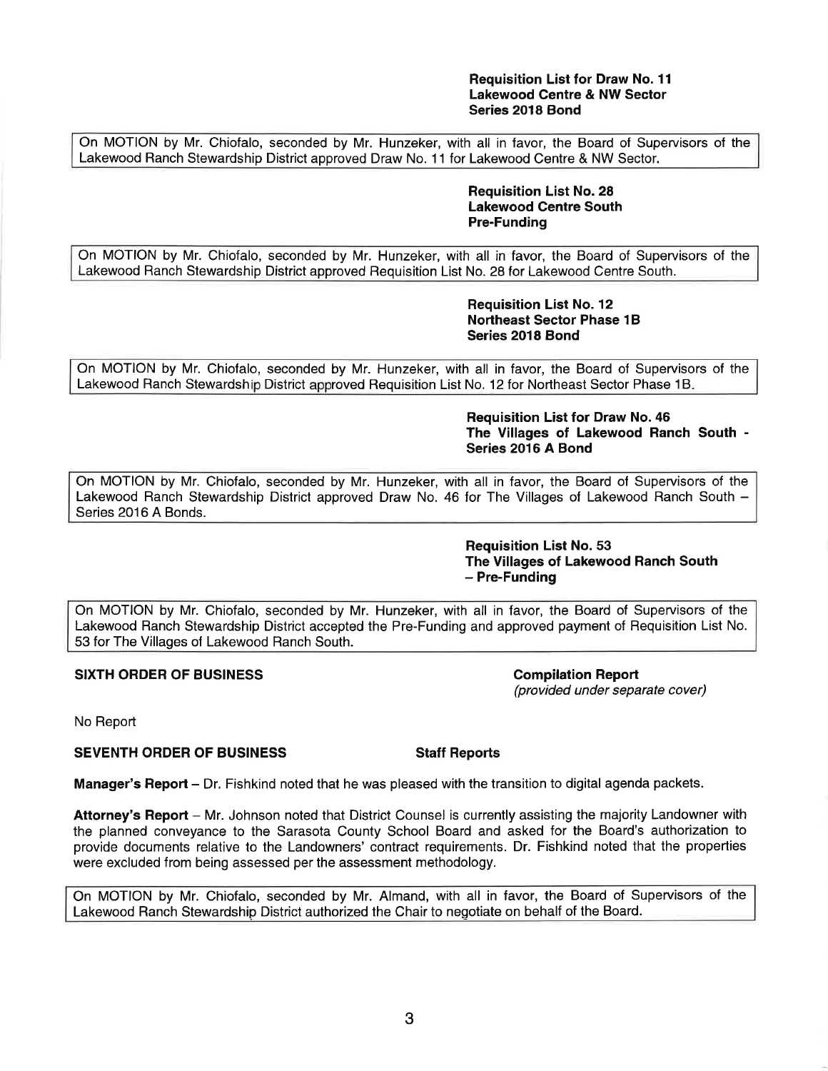**Requisition List for Draw No. 11**
**Lakewood Centre & NW Sector**
**Series 2018 Bond**

On MOTION by Mr. Chiofalo, seconded by Mr. Hunzeker, with all in favor, the Board of Supervisors of the Lakewood Ranch Stewardship District approved Draw No. 11 for Lakewood Centre & NW Sector.

**Requisition List No. 28**
**Lakewood Centre South**
**Pre-Funding**

On MOTION by Mr. Chiofalo, seconded by Mr. Hunzeker, with all in favor, the Board of Supervisors of the Lakewood Ranch Stewardship District approved Requisition List No. 28 for Lakewood Centre South.

**Requisition List No. 12**
**Northeast Sector Phase 1B**
**Series 2018 Bond**

On MOTION by Mr. Chiofalo, seconded by Mr. Hunzeker, with all in favor, the Board of Supervisors of the Lakewood Ranch Stewardship District approved Requisition List No. 12 for Northeast Sector Phase 1B.

**Requisition List for Draw No. 46**
**The Villages of Lakewood Ranch South - Series 2016 A Bond**

On MOTION by Mr. Chiofalo, seconded by Mr. Hunzeker, with all in favor, the Board of Supervisors of the Lakewood Ranch Stewardship District approved Draw No. 46 for The Villages of Lakewood Ranch South – Series 2016 A Bonds.

**Requisition List No. 53**
**The Villages of Lakewood Ranch South – Pre-Funding**

On MOTION by Mr. Chiofalo, seconded by Mr. Hunzeker, with all in favor, the Board of Supervisors of the Lakewood Ranch Stewardship District accepted the Pre-Funding and approved payment of Requisition List No. 53 for The Villages of Lakewood Ranch South.

**SIXTH ORDER OF BUSINESS** **Compilation Report**
*(provided under separate cover)*

No Report

**SEVENTH ORDER OF BUSINESS** **Staff Reports**

**Manager's Report** – Dr. Fishkind noted that he was pleased with the transition to digital agenda packets.

**Attorney's Report** – Mr. Johnson noted that District Counsel is currently assisting the majority Landowner with the planned conveyance to the Sarasota County School Board and asked for the Board's authorization to provide documents relative to the Landowners' contract requirements. Dr. Fishkind noted that the properties were excluded from being assessed per the assessment methodology.

On MOTION by Mr. Chiofalo, seconded by Mr. Almand, with all in favor, the Board of Supervisors of the Lakewood Ranch Stewardship District authorized the Chair to negotiate on behalf of the Board.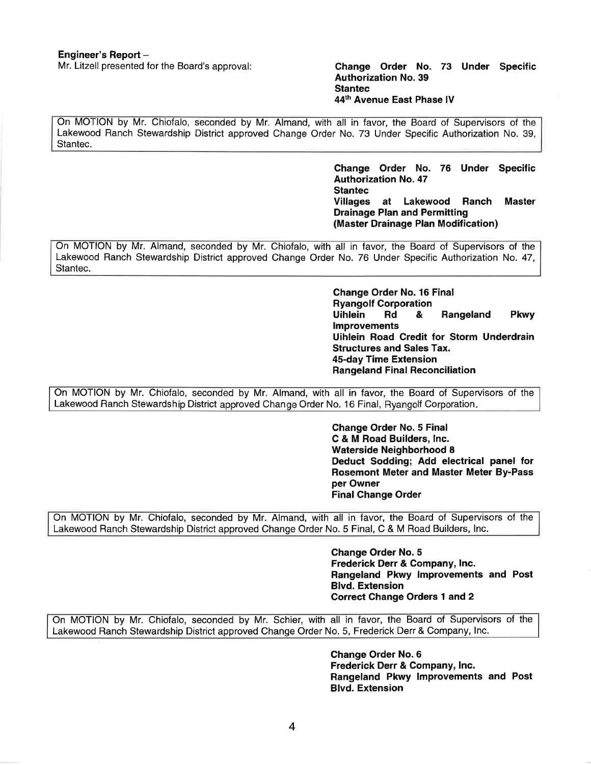**Engineer's Report –**

Mr. Litzell presented for the Board's approval:

**Change Order No. 73 Under Specific Authorization No. 39**
**Stantec**
**44th Avenue East Phase IV**

On MOTION by Mr. Chiofalo, seconded by Mr. Almand, with all in favor, the Board of Supervisors of the Lakewood Ranch Stewardship District approved Change Order No. 73 Under Specific Authorization No. 39, Stantec.

**Change Order No. 76 Under Specific Authorization No. 47**
**Stantec**
**Villages at Lakewood Ranch Master Drainage Plan and Permitting**
**(Master Drainage Plan Modification)**

On MOTION by Mr. Almand, seconded by Mr. Chiofalo, with all in favor, the Board of Supervisors of the Lakewood Ranch Stewardship District approved Change Order No. 76 Under Specific Authorization No. 47, Stantec.

**Change Order No. 16 Final**
**Ryangolf Corporation**
**Uihlein Rd & Rangeland Pkwy Improvements**
**Uihlein Road Credit for Storm Underdrain Structures and Sales Tax.**
**45-day Time Extension**
**Rangeland Final Reconciliation**

On MOTION by Mr. Chiofalo, seconded by Mr. Almand, with all in favor, the Board of Supervisors of the Lakewood Ranch Stewardship District approved Change Order No. 16 Final, Ryangolf Corporation.

**Change Order No. 5 Final**
**C & M Road Builders, Inc.**
**Waterside Neighborhood 8**
**Deduct Sodding; Add electrical panel for Rosemont Meter and Master Meter By-Pass per Owner**
**Final Change Order**

On MOTION by Mr. Chiofalo, seconded by Mr. Almand, with all in favor, the Board of Supervisors of the Lakewood Ranch Stewardship District approved Change Order No. 5 Final, C & M Road Builders, Inc.

**Change Order No. 5**
**Frederick Derr & Company, Inc.**
**Rangeland Pkwy Improvements and Post Blvd. Extension**
**Correct Change Orders 1 and 2**

On MOTION by Mr. Chiofalo, seconded by Mr. Schier, with all in favor, the Board of Supervisors of the Lakewood Ranch Stewardship District approved Change Order No. 5, Frederick Derr & Company, Inc.

**Change Order No. 6**
**Frederick Derr & Company, Inc.**
**Rangeland Pkwy Improvements and Post Blvd. Extension**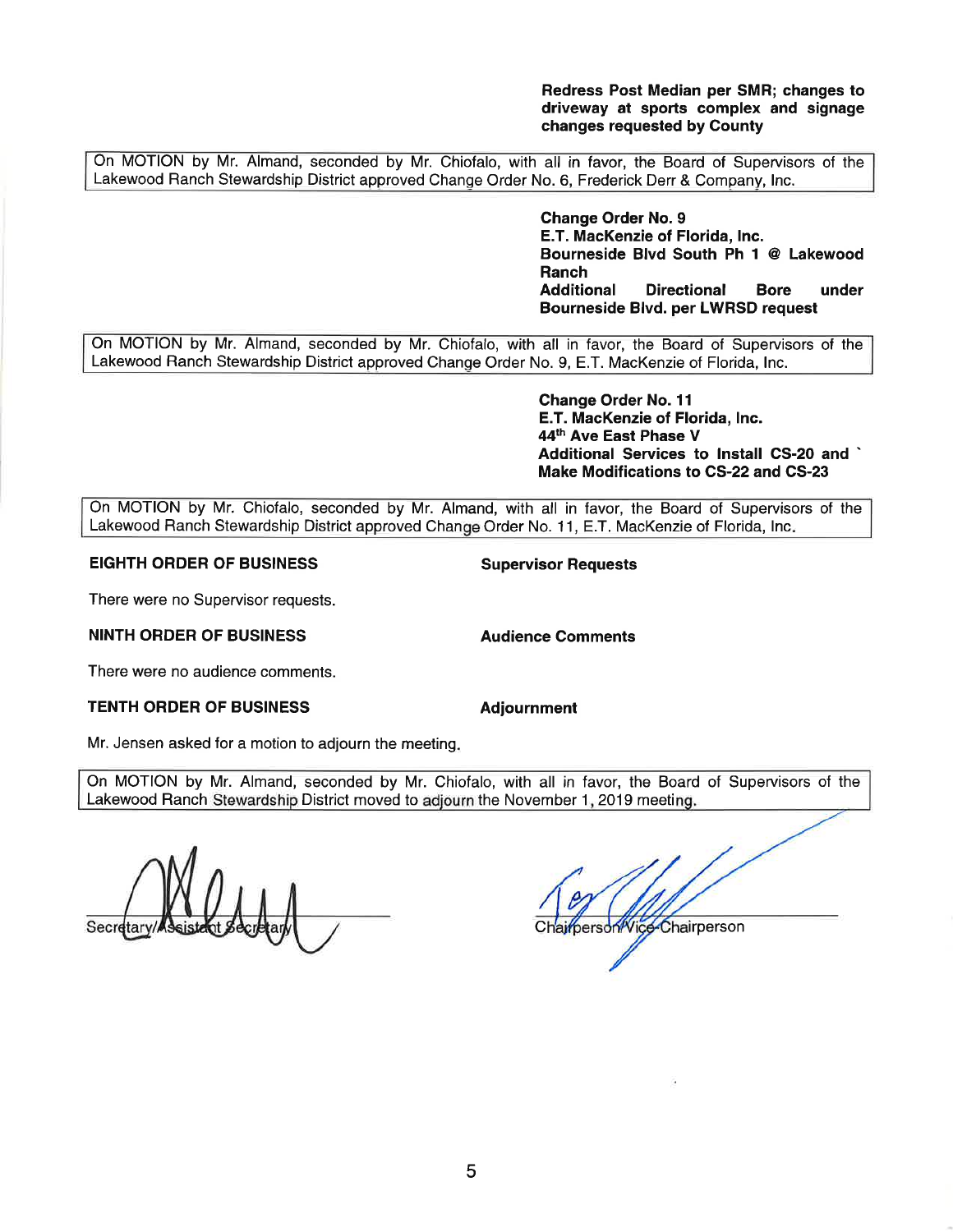**Redress Post Median per SMR; changes to driveway at sports complex and signage changes requested by County**

On MOTION by Mr. Almand, seconded by Mr. Chiofalo, with all in favor, the Board of Supervisors of the Lakewood Ranch Stewardship District approved Change Order No. 6, Frederick Derr & Company, Inc.

**Change Order No. 9**
**E.T. MacKenzie of Florida, Inc.**
**Bourneside Blvd South Ph 1 @ Lakewood Ranch**
**Additional Directional Bore under Bourneside Blvd. per LWRSD request**

On MOTION by Mr. Almand, seconded by Mr. Chiofalo, with all in favor, the Board of Supervisors of the Lakewood Ranch Stewardship District approved Change Order No. 9, E.T. MacKenzie of Florida, Inc.

**Change Order No. 11**
**E.T. MacKenzie of Florida, Inc.**
**44th Ave East Phase V**
**Additional Services to Install CS-20 and Make Modifications to CS-22 and CS-23**

On MOTION by Mr. Chiofalo, seconded by Mr. Almand, with all in favor, the Board of Supervisors of the Lakewood Ranch Stewardship District approved Change Order No. 11, E.T. MacKenzie of Florida, Inc.

**EIGHTH ORDER OF BUSINESS** **Supervisor Requests**

There were no Supervisor requests.

**NINTH ORDER OF BUSINESS** **Audience Comments**

There were no audience comments.

**TENTH ORDER OF BUSINESS** **Adjournment**

Mr. Jensen asked for a motion to adjourn the meeting.

On MOTION by Mr. Almand, seconded by Mr. Chiofalo, with all in favor, the Board of Supervisors of the Lakewood Ranch Stewardship District moved to adjourn the November 1, 2019 meeting.

Secretary/Assistant Secretary

Chairperson/Vice-Chairperson